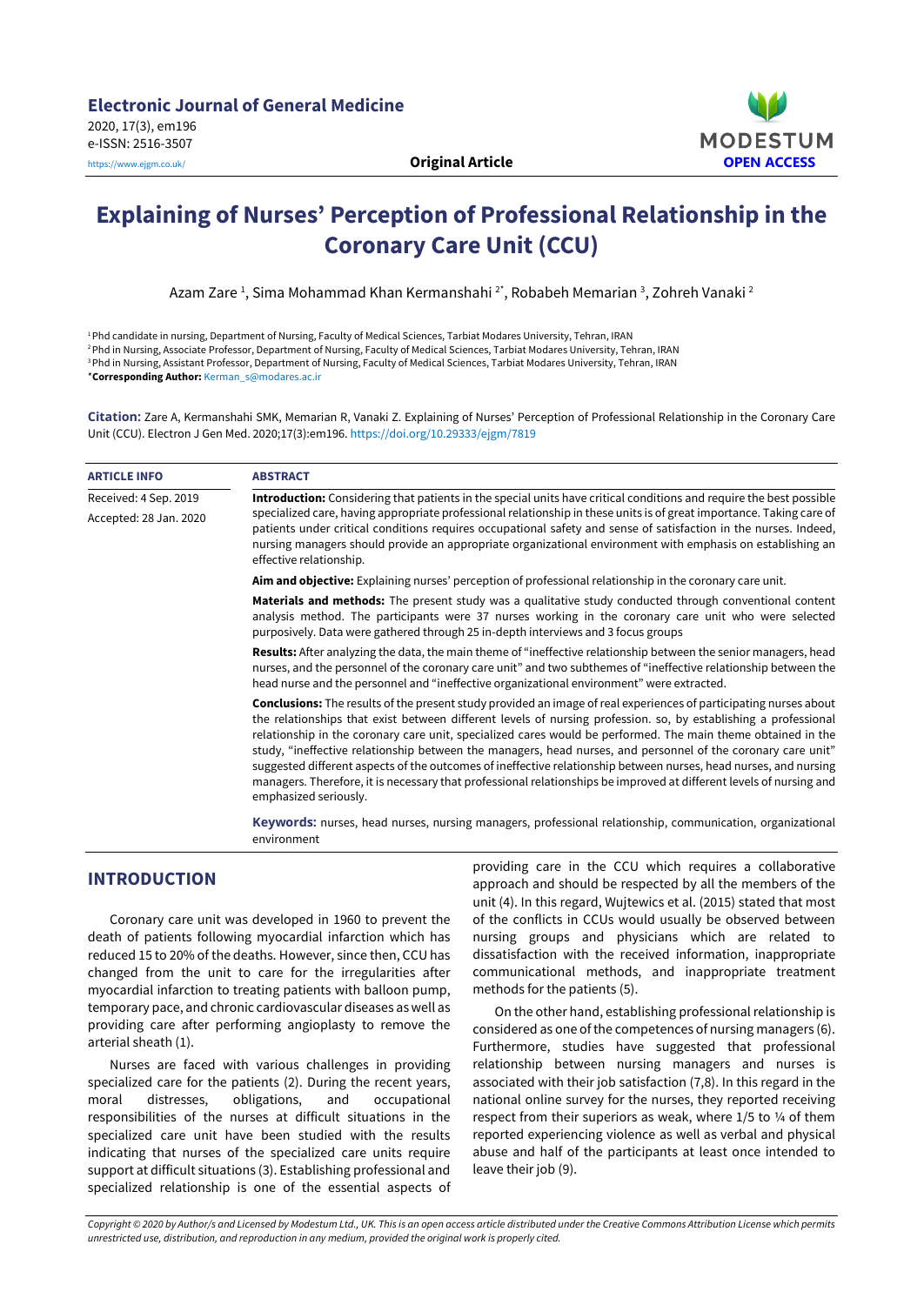# Explaining of Nurses' Perception of Professional Relationship in the Coronary Care Unit (CCU)

Azam Zare [1], Sima Mohammad Khan Kermanshahi [2*], Robabeh Memarian [3], Zohreh Vanaki [2]

[1] Phd candidate in nursing, Department of Nursing, Faculty of Medical Sciences, Tarbiat Modares University, Tehran, IRAN
[2] Phd in Nursing, Associate Professor, Department of Nursing, Faculty of Medical Sciences, Tarbiat Modares University, Tehran, IRAN
[3] Phd in Nursing, Assistant Professor, Department of Nursing, Faculty of Medical Sciences, Tarbiat Modares University, Tehran, IRAN
*__Corresponding Author:__ Kerman_s@modares.ac.ir

**Citation:** Zare A, Kermanshahi SMK, Memarian R, Vanaki Z. Explaining of Nurses' Perception of Professional Relationship in the Coronary Care Unit (CCU). Electron J Gen Med. 2020;17(3):em196. https://doi.org/10.29333/ejgm/7819

**ARTICLE INFO**

Received: 4 Sep. 2019

Accepted: 28 Jan. 2020

**ABSTRACT**

**Introduction:** Considering that patients in the special units have critical conditions and require the best possible specialized care, having appropriate professional relationship in these units is of great importance. Taking care of patients under critical conditions requires occupational safety and sense of satisfaction in the nurses. Indeed, nursing managers should provide an appropriate organizational environment with emphasis on establishing an effective relationship.

**Aim and objective:** Explaining nurses' perception of professional relationship in the coronary care unit.

**Materials and methods:** The present study was a qualitative study conducted through conventional content analysis method. The participants were 37 nurses working in the coronary care unit who were selected purposively. Data were gathered through 25 in-depth interviews and 3 focus groups

**Results:** After analyzing the data, the main theme of "ineffective relationship between the senior managers, head nurses, and the personnel of the coronary care unit" and two subthemes of "ineffective relationship between the head nurse and the personnel and "ineffective organizational environment" were extracted.

**Conclusions:** The results of the present study provided an image of real experiences of participating nurses about the relationships that exist between different levels of nursing profession. so, by establishing a professional relationship in the coronary care unit, specialized cares would be performed. The main theme obtained in the study, "ineffective relationship between the managers, head nurses, and personnel of the coronary care unit" suggested different aspects of the outcomes of ineffective relationship between nurses, head nurses, and nursing managers. Therefore, it is necessary that professional relationships be improved at different levels of nursing and emphasized seriously.

**Keywords:** nurses, head nurses, nursing managers, professional relationship, communication, organizational environment

## INTRODUCTION

Coronary care unit was developed in 1960 to prevent the death of patients following myocardial infarction which has reduced 15 to 20% of the deaths. However, since then, CCU has changed from the unit to care for the irregularities after myocardial infarction to treating patients with balloon pump, temporary pace, and chronic cardiovascular diseases as well as providing care after performing angioplasty to remove the arterial sheath (1).

Nurses are faced with various challenges in providing specialized care for the patients (2). During the recent years, moral distresses, obligations, and occupational responsibilities of the nurses at difficult situations in the specialized care unit have been studied with the results indicating that nurses of the specialized care units require support at difficult situations (3). Establishing professional and specialized relationship is one of the essential aspects of providing care in the CCU which requires a collaborative approach and should be respected by all the members of the unit (4). In this regard, Wujtewics et al. (2015) stated that most of the conflicts in CCUs would usually be observed between nursing groups and physicians which are related to dissatisfaction with the received information, inappropriate communicational methods, and inappropriate treatment methods for the patients (5).

On the other hand, establishing professional relationship is considered as one of the competences of nursing managers (6). Furthermore, studies have suggested that professional relationship between nursing managers and nurses is associated with their job satisfaction (7,8). In this regard in the national online survey for the nurses, they reported receiving respect from their superiors as weak, where 1/5 to ¼ of them reported experiencing violence as well as verbal and physical abuse and half of the participants at least once intended to leave their job (9).

*Copyright © 2020 by Author/s and Licensed by Modestum Ltd., UK. This is an open access article distributed under the Creative Commons Attribution License which permits unrestricted use, distribution, and reproduction in any medium, provided the original work is properly cited.*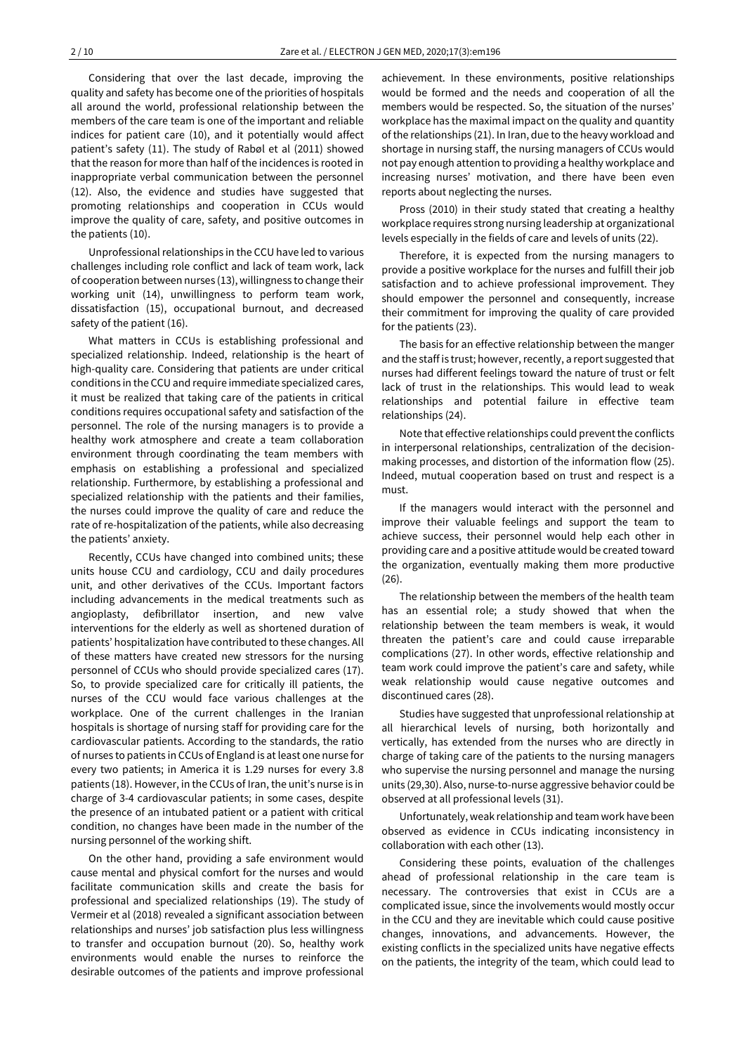Considering that over the last decade, improving the quality and safety has become one of the priorities of hospitals all around the world, professional relationship between the members of the care team is one of the important and reliable indices for patient care (10), and it potentially would affect patient's safety (11). The study of Rabøl et al (2011) showed that the reason for more than half of the incidences is rooted in inappropriate verbal communication between the personnel (12). Also, the evidence and studies have suggested that promoting relationships and cooperation in CCUs would improve the quality of care, safety, and positive outcomes in the patients (10).

Unprofessional relationships in the CCU have led to various challenges including role conflict and lack of team work, lack of cooperation between nurses (13), willingness to change their working unit (14), unwillingness to perform team work, dissatisfaction (15), occupational burnout, and decreased safety of the patient (16).

What matters in CCUs is establishing professional and specialized relationship. Indeed, relationship is the heart of high-quality care. Considering that patients are under critical conditions in the CCU and require immediate specialized cares, it must be realized that taking care of the patients in critical conditions requires occupational safety and satisfaction of the personnel. The role of the nursing managers is to provide a healthy work atmosphere and create a team collaboration environment through coordinating the team members with emphasis on establishing a professional and specialized relationship. Furthermore, by establishing a professional and specialized relationship with the patients and their families, the nurses could improve the quality of care and reduce the rate of re-hospitalization of the patients, while also decreasing the patients' anxiety.

Recently, CCUs have changed into combined units; these units house CCU and cardiology, CCU and daily procedures unit, and other derivatives of the CCUs. Important factors including advancements in the medical treatments such as angioplasty, defibrillator insertion, and new valve interventions for the elderly as well as shortened duration of patients' hospitalization have contributed to these changes. All of these matters have created new stressors for the nursing personnel of CCUs who should provide specialized cares (17). So, to provide specialized care for critically ill patients, the nurses of the CCU would face various challenges at the workplace. One of the current challenges in the Iranian hospitals is shortage of nursing staff for providing care for the cardiovascular patients. According to the standards, the ratio of nurses to patients in CCUs of England is at least one nurse for every two patients; in America it is 1.29 nurses for every 3.8 patients (18). However, in the CCUs of Iran, the unit's nurse is in charge of 3-4 cardiovascular patients; in some cases, despite the presence of an intubated patient or a patient with critical condition, no changes have been made in the number of the nursing personnel of the working shift.

On the other hand, providing a safe environment would cause mental and physical comfort for the nurses and would facilitate communication skills and create the basis for professional and specialized relationships (19). The study of Vermeir et al (2018) revealed a significant association between relationships and nurses' job satisfaction plus less willingness to transfer and occupation burnout (20). So, healthy work environments would enable the nurses to reinforce the desirable outcomes of the patients and improve professional achievement. In these environments, positive relationships would be formed and the needs and cooperation of all the members would be respected. So, the situation of the nurses' workplace has the maximal impact on the quality and quantity of the relationships (21). In Iran, due to the heavy workload and shortage in nursing staff, the nursing managers of CCUs would not pay enough attention to providing a healthy workplace and increasing nurses' motivation, and there have been even reports about neglecting the nurses.

Pross (2010) in their study stated that creating a healthy workplace requires strong nursing leadership at organizational levels especially in the fields of care and levels of units (22).

Therefore, it is expected from the nursing managers to provide a positive workplace for the nurses and fulfill their job satisfaction and to achieve professional improvement. They should empower the personnel and consequently, increase their commitment for improving the quality of care provided for the patients (23).

The basis for an effective relationship between the manger and the staff is trust; however, recently, a report suggested that nurses had different feelings toward the nature of trust or felt lack of trust in the relationships. This would lead to weak relationships and potential failure in effective team relationships (24).

Note that effective relationships could prevent the conflicts in interpersonal relationships, centralization of the decision-making processes, and distortion of the information flow (25). Indeed, mutual cooperation based on trust and respect is a must.

If the managers would interact with the personnel and improve their valuable feelings and support the team to achieve success, their personnel would help each other in providing care and a positive attitude would be created toward the organization, eventually making them more productive (26).

The relationship between the members of the health team has an essential role; a study showed that when the relationship between the team members is weak, it would threaten the patient's care and could cause irreparable complications (27). In other words, effective relationship and team work could improve the patient's care and safety, while weak relationship would cause negative outcomes and discontinued cares (28).

Studies have suggested that unprofessional relationship at all hierarchical levels of nursing, both horizontally and vertically, has extended from the nurses who are directly in charge of taking care of the patients to the nursing managers who supervise the nursing personnel and manage the nursing units (29,30). Also, nurse-to-nurse aggressive behavior could be observed at all professional levels (31).

Unfortunately, weak relationship and team work have been observed as evidence in CCUs indicating inconsistency in collaboration with each other (13).

Considering these points, evaluation of the challenges ahead of professional relationship in the care team is necessary. The controversies that exist in CCUs are a complicated issue, since the involvements would mostly occur in the CCU and they are inevitable which could cause positive changes, innovations, and advancements. However, the existing conflicts in the specialized units have negative effects on the patients, the integrity of the team, which could lead to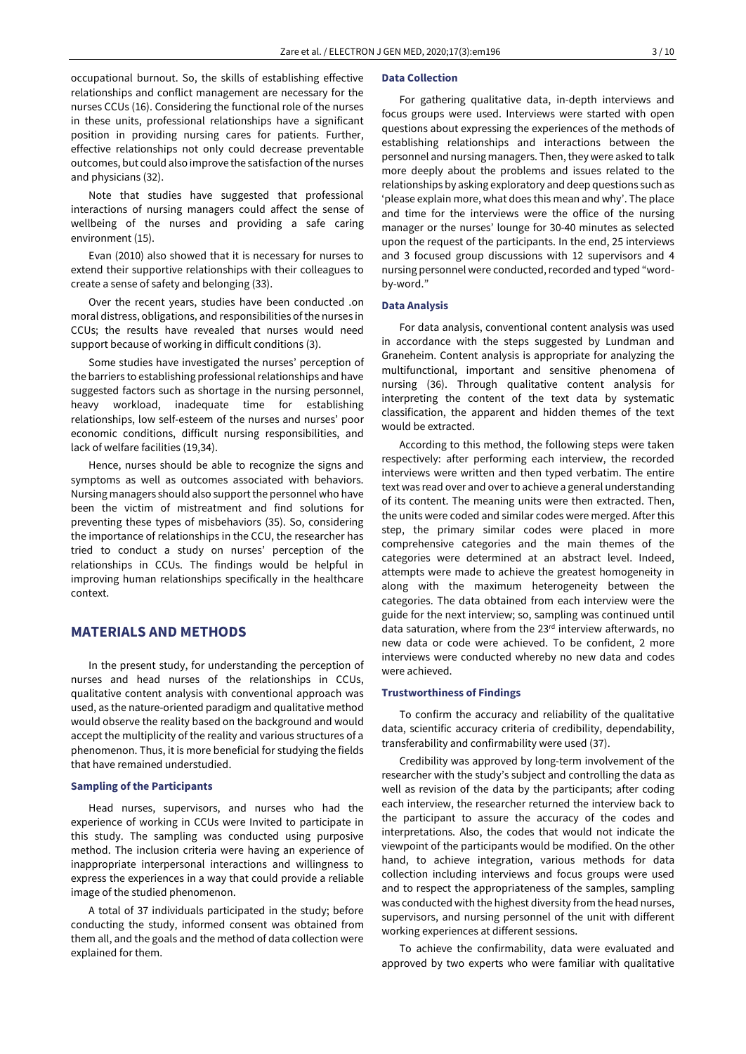occupational burnout. So, the skills of establishing effective relationships and conflict management are necessary for the nurses CCUs (16). Considering the functional role of the nurses in these units, professional relationships have a significant position in providing nursing cares for patients. Further, effective relationships not only could decrease preventable outcomes, but could also improve the satisfaction of the nurses and physicians (32).

Note that studies have suggested that professional interactions of nursing managers could affect the sense of wellbeing of the nurses and providing a safe caring environment (15).

Evan (2010) also showed that it is necessary for nurses to extend their supportive relationships with their colleagues to create a sense of safety and belonging (33).

Over the recent years, studies have been conducted .on moral distress, obligations, and responsibilities of the nurses in CCUs; the results have revealed that nurses would need support because of working in difficult conditions (3).

Some studies have investigated the nurses' perception of the barriers to establishing professional relationships and have suggested factors such as shortage in the nursing personnel, heavy workload, inadequate time for establishing relationships, low self-esteem of the nurses and nurses' poor economic conditions, difficult nursing responsibilities, and lack of welfare facilities (19,34).

Hence, nurses should be able to recognize the signs and symptoms as well as outcomes associated with behaviors. Nursing managers should also support the personnel who have been the victim of mistreatment and find solutions for preventing these types of misbehaviors (35). So, considering the importance of relationships in the CCU, the researcher has tried to conduct a study on nurses' perception of the relationships in CCUs. The findings would be helpful in improving human relationships specifically in the healthcare context.

## MATERIALS AND METHODS

In the present study, for understanding the perception of nurses and head nurses of the relationships in CCUs, qualitative content analysis with conventional approach was used, as the nature-oriented paradigm and qualitative method would observe the reality based on the background and would accept the multiplicity of the reality and various structures of a phenomenon. Thus, it is more beneficial for studying the fields that have remained understudied.

### Sampling of the Participants

Head nurses, supervisors, and nurses who had the experience of working in CCUs were Invited to participate in this study. The sampling was conducted using purposive method. The inclusion criteria were having an experience of inappropriate interpersonal interactions and willingness to express the experiences in a way that could provide a reliable image of the studied phenomenon.

A total of 37 individuals participated in the study; before conducting the study, informed consent was obtained from them all, and the goals and the method of data collection were explained for them.

### Data Collection

For gathering qualitative data, in-depth interviews and focus groups were used. Interviews were started with open questions about expressing the experiences of the methods of establishing relationships and interactions between the personnel and nursing managers. Then, they were asked to talk more deeply about the problems and issues related to the relationships by asking exploratory and deep questions such as 'please explain more, what does this mean and why'. The place and time for the interviews were the office of the nursing manager or the nurses' lounge for 30-40 minutes as selected upon the request of the participants. In the end, 25 interviews and 3 focused group discussions with 12 supervisors and 4 nursing personnel were conducted, recorded and typed "word-by-word."

### Data Analysis

For data analysis, conventional content analysis was used in accordance with the steps suggested by Lundman and Graneheim. Content analysis is appropriate for analyzing the multifunctional, important and sensitive phenomena of nursing (36). Through qualitative content analysis for interpreting the content of the text data by systematic classification, the apparent and hidden themes of the text would be extracted.

According to this method, the following steps were taken respectively: after performing each interview, the recorded interviews were written and then typed verbatim. The entire text was read over and over to achieve a general understanding of its content. The meaning units were then extracted. Then, the units were coded and similar codes were merged. After this step, the primary similar codes were placed in more comprehensive categories and the main themes of the categories were determined at an abstract level. Indeed, attempts were made to achieve the greatest homogeneity in along with the maximum heterogeneity between the categories. The data obtained from each interview were the guide for the next interview; so, sampling was continued until data saturation, where from the 23rd interview afterwards, no new data or code were achieved. To be confident, 2 more interviews were conducted whereby no new data and codes were achieved.

### Trustworthiness of Findings

To confirm the accuracy and reliability of the qualitative data, scientific accuracy criteria of credibility, dependability, transferability and confirmability were used (37).

Credibility was approved by long-term involvement of the researcher with the study's subject and controlling the data as well as revision of the data by the participants; after coding each interview, the researcher returned the interview back to the participant to assure the accuracy of the codes and interpretations. Also, the codes that would not indicate the viewpoint of the participants would be modified. On the other hand, to achieve integration, various methods for data collection including interviews and focus groups were used and to respect the appropriateness of the samples, sampling was conducted with the highest diversity from the head nurses, supervisors, and nursing personnel of the unit with different working experiences at different sessions.

To achieve the confirmability, data were evaluated and approved by two experts who were familiar with qualitative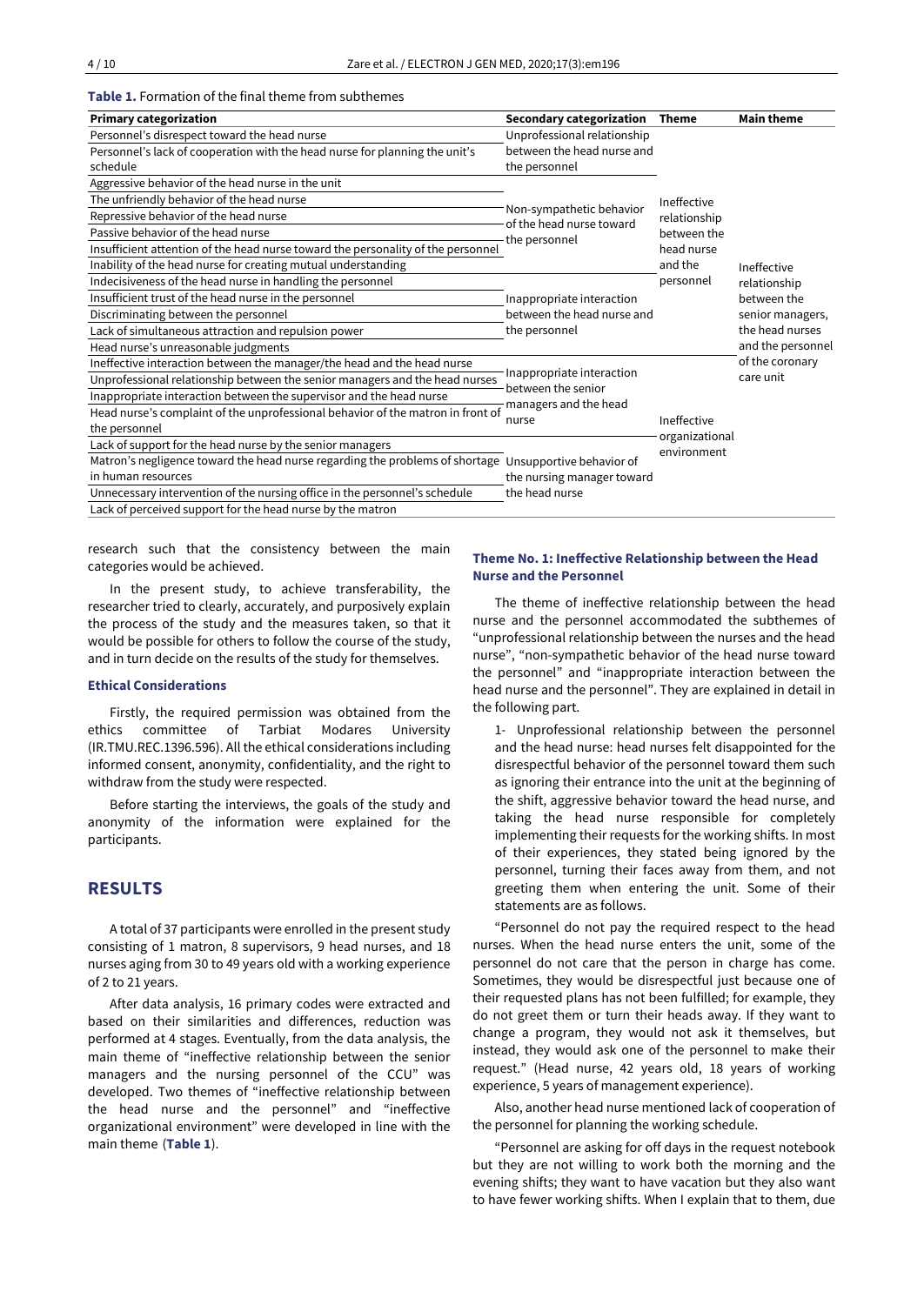**Table 1.** Formation of the final theme from subthemes

| Primary categorization | Secondary categorization | Theme | Main theme |
|---|---|---|---|
| Personnel's disrespect toward the head nurse | Unprofessional relationship between the head nurse and the personnel | Ineffective relationship between the head nurse and the personnel | Ineffective relationship between the senior managers, the head nurses and the personnel of the coronary care unit |
| Personnel's lack of cooperation with the head nurse for planning the unit's schedule | | | |
| Aggressive behavior of the head nurse in the unit | Non-sympathetic behavior of the head nurse toward the personnel | | |
| The unfriendly behavior of the head nurse | | | |
| Repressive behavior of the head nurse | | | |
| Passive behavior of the head nurse | | | |
| Insufficient attention of the head nurse toward the personality of the personnel | | | |
| Inability of the head nurse for creating mutual understanding | Inappropriate interaction between the head nurse and the personnel | | |
| Indecisiveness of the head nurse in handling the personnel | | | |
| Insufficient trust of the head nurse in the personnel | | | |
| Discriminating between the personnel | | | |
| Lack of simultaneous attraction and repulsion power | | | |
| Head nurse's unreasonable judgments | | | |
| Ineffective interaction between the manager/the head and the head nurse | Inappropriate interaction between the senior managers and the head nurse | Ineffective organizational environment | |
| Unprofessional relationship between the senior managers and the head nurses | | | |
| Inappropriate interaction between the supervisor and the head nurse | | | |
| Head nurse's complaint of the unprofessional behavior of the matron in front of the personnel | | | |
| Lack of support for the head nurse by the senior managers | | | |
| Matron's negligence toward the head nurse regarding the problems of shortage in human resources | Unsupportive behavior of the nursing manager toward the head nurse | | |
| Unnecessary intervention of the nursing office in the personnel's schedule | | | |
| Lack of perceived support for the head nurse by the matron | | | |

research such that the consistency between the main categories would be achieved.

In the present study, to achieve transferability, the researcher tried to clearly, accurately, and purposively explain the process of the study and the measures taken, so that it would be possible for others to follow the course of the study, and in turn decide on the results of the study for themselves.

### Ethical Considerations

Firstly, the required permission was obtained from the ethics committee of Tarbiat Modares University (IR.TMU.REC.1396.596). All the ethical considerations including informed consent, anonymity, confidentiality, and the right to withdraw from the study were respected.

Before starting the interviews, the goals of the study and anonymity of the information were explained for the participants.

## RESULTS

A total of 37 participants were enrolled in the present study consisting of 1 matron, 8 supervisors, 9 head nurses, and 18 nurses aging from 30 to 49 years old with a working experience of 2 to 21 years.

After data analysis, 16 primary codes were extracted and based on their similarities and differences, reduction was performed at 4 stages. Eventually, from the data analysis, the main theme of "ineffective relationship between the senior managers and the nursing personnel of the CCU" was developed. Two themes of "ineffective relationship between the head nurse and the personnel" and "ineffective organizational environment" were developed in line with the main theme (**Table 1**).

### Theme No. 1: Ineffective Relationship between the Head Nurse and the Personnel

The theme of ineffective relationship between the head nurse and the personnel accommodated the subthemes of "unprofessional relationship between the nurses and the head nurse", "non-sympathetic behavior of the head nurse toward the personnel" and "inappropriate interaction between the head nurse and the personnel". They are explained in detail in the following part.

1- Unprofessional relationship between the personnel and the head nurse: head nurses felt disappointed for the disrespectful behavior of the personnel toward them such as ignoring their entrance into the unit at the beginning of the shift, aggressive behavior toward the head nurse, and taking the head nurse responsible for completely implementing their requests for the working shifts. In most of their experiences, they stated being ignored by the personnel, turning their faces away from them, and not greeting them when entering the unit. Some of their statements are as follows.

"Personnel do not pay the required respect to the head nurses. When the head nurse enters the unit, some of the personnel do not care that the person in charge has come. Sometimes, they would be disrespectful just because one of their requested plans has not been fulfilled; for example, they do not greet them or turn their heads away. If they want to change a program, they would not ask it themselves, but instead, they would ask one of the personnel to make their request." (Head nurse, 42 years old, 18 years of working experience, 5 years of management experience).

Also, another head nurse mentioned lack of cooperation of the personnel for planning the working schedule.

"Personnel are asking for off days in the request notebook but they are not willing to work both the morning and the evening shifts; they want to have vacation but they also want to have fewer working shifts. When I explain that to them, due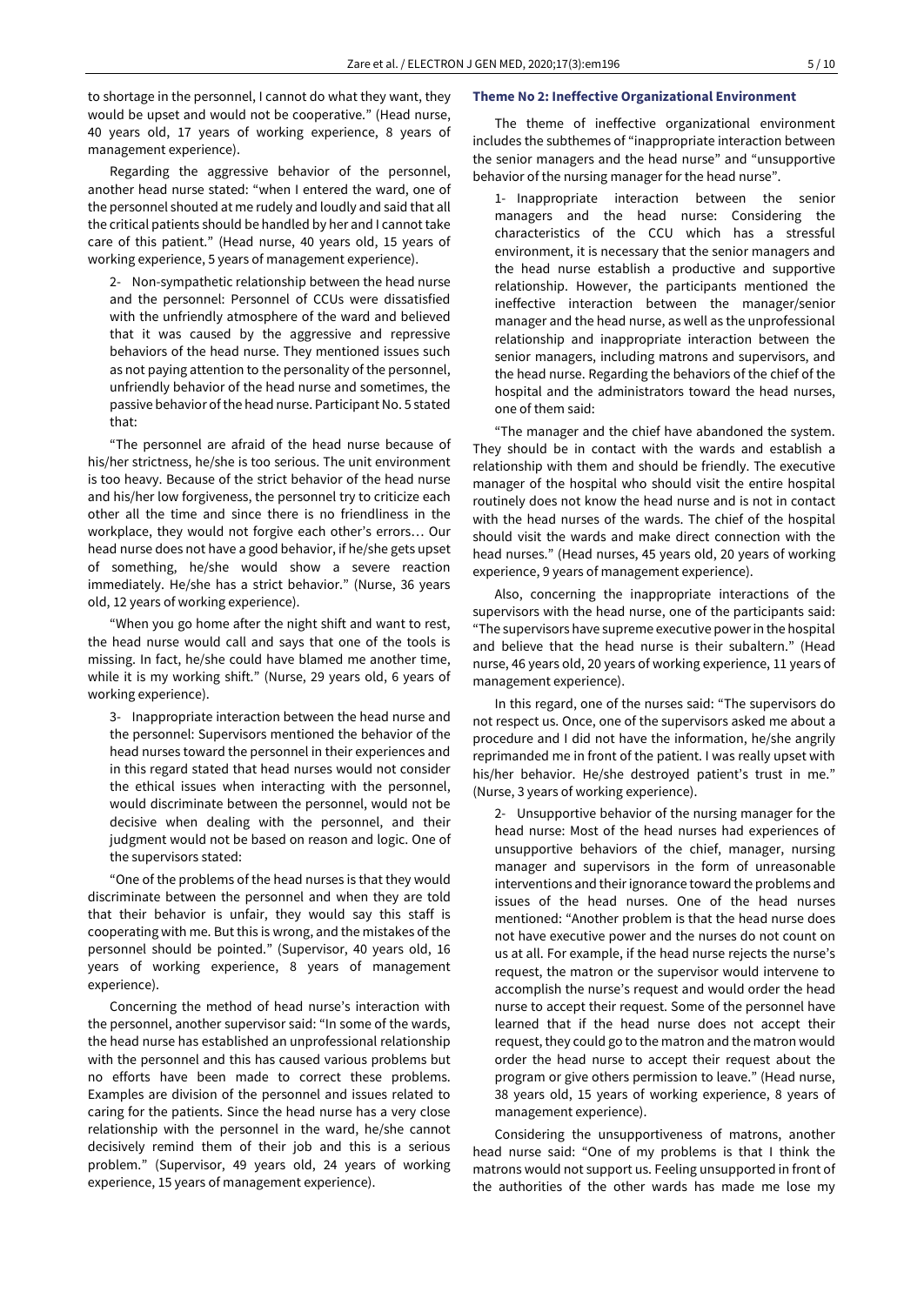to shortage in the personnel, I cannot do what they want, they would be upset and would not be cooperative." (Head nurse, 40 years old, 17 years of working experience, 8 years of management experience).

Regarding the aggressive behavior of the personnel, another head nurse stated: "when I entered the ward, one of the personnel shouted at me rudely and loudly and said that all the critical patients should be handled by her and I cannot take care of this patient." (Head nurse, 40 years old, 15 years of working experience, 5 years of management experience).

2- Non-sympathetic relationship between the head nurse and the personnel: Personnel of CCUs were dissatisfied with the unfriendly atmosphere of the ward and believed that it was caused by the aggressive and repressive behaviors of the head nurse. They mentioned issues such as not paying attention to the personality of the personnel, unfriendly behavior of the head nurse and sometimes, the passive behavior of the head nurse. Participant No. 5 stated that:

"The personnel are afraid of the head nurse because of his/her strictness, he/she is too serious. The unit environment is too heavy. Because of the strict behavior of the head nurse and his/her low forgiveness, the personnel try to criticize each other all the time and since there is no friendliness in the workplace, they would not forgive each other's errors… Our head nurse does not have a good behavior, if he/she gets upset of something, he/she would show a severe reaction immediately. He/She has a strict behavior." (Nurse, 36 years old, 12 years of working experience).

"When you go home after the night shift and want to rest, the head nurse would call and says that one of the tools is missing. In fact, he/she could have blamed me another time, while it is my working shift." (Nurse, 29 years old, 6 years of working experience).

3- Inappropriate interaction between the head nurse and the personnel: Supervisors mentioned the behavior of the head nurses toward the personnel in their experiences and in this regard stated that head nurses would not consider the ethical issues when interacting with the personnel, would discriminate between the personnel, would not be decisive when dealing with the personnel, and their judgment would not be based on reason and logic. One of the supervisors stated:

"One of the problems of the head nurses is that they would discriminate between the personnel and when they are told that their behavior is unfair, they would say this staff is cooperating with me. But this is wrong, and the mistakes of the personnel should be pointed." (Supervisor, 40 years old, 16 years of working experience, 8 years of management experience).

Concerning the method of head nurse's interaction with the personnel, another supervisor said: "In some of the wards, the head nurse has established an unprofessional relationship with the personnel and this has caused various problems but no efforts have been made to correct these problems. Examples are division of the personnel and issues related to caring for the patients. Since the head nurse has a very close relationship with the personnel in the ward, he/she cannot decisively remind them of their job and this is a serious problem." (Supervisor, 49 years old, 24 years of working experience, 15 years of management experience).

### Theme No 2: Ineffective Organizational Environment

The theme of ineffective organizational environment includes the subthemes of "inappropriate interaction between the senior managers and the head nurse" and "unsupportive behavior of the nursing manager for the head nurse".

1- Inappropriate interaction between the senior managers and the head nurse: Considering the characteristics of the CCU which has a stressful environment, it is necessary that the senior managers and the head nurse establish a productive and supportive relationship. However, the participants mentioned the ineffective interaction between the manager/senior manager and the head nurse, as well as the unprofessional relationship and inappropriate interaction between the senior managers, including matrons and supervisors, and the head nurse. Regarding the behaviors of the chief of the hospital and the administrators toward the head nurses, one of them said:

"The manager and the chief have abandoned the system. They should be in contact with the wards and establish a relationship with them and should be friendly. The executive manager of the hospital who should visit the entire hospital routinely does not know the head nurse and is not in contact with the head nurses of the wards. The chief of the hospital should visit the wards and make direct connection with the head nurses." (Head nurses, 45 years old, 20 years of working experience, 9 years of management experience).

Also, concerning the inappropriate interactions of the supervisors with the head nurse, one of the participants said: "The supervisors have supreme executive power in the hospital and believe that the head nurse is their subaltern." (Head nurse, 46 years old, 20 years of working experience, 11 years of management experience).

In this regard, one of the nurses said: "The supervisors do not respect us. Once, one of the supervisors asked me about a procedure and I did not have the information, he/she angrily reprimanded me in front of the patient. I was really upset with his/her behavior. He/she destroyed patient's trust in me." (Nurse, 3 years of working experience).

2- Unsupportive behavior of the nursing manager for the head nurse: Most of the head nurses had experiences of unsupportive behaviors of the chief, manager, nursing manager and supervisors in the form of unreasonable interventions and their ignorance toward the problems and issues of the head nurses. One of the head nurses mentioned: "Another problem is that the head nurse does not have executive power and the nurses do not count on us at all. For example, if the head nurse rejects the nurse's request, the matron or the supervisor would intervene to accomplish the nurse's request and would order the head nurse to accept their request. Some of the personnel have learned that if the head nurse does not accept their request, they could go to the matron and the matron would order the head nurse to accept their request about the program or give others permission to leave." (Head nurse, 38 years old, 15 years of working experience, 8 years of management experience).

Considering the unsupportiveness of matrons, another head nurse said: "One of my problems is that I think the matrons would not support us. Feeling unsupported in front of the authorities of the other wards has made me lose my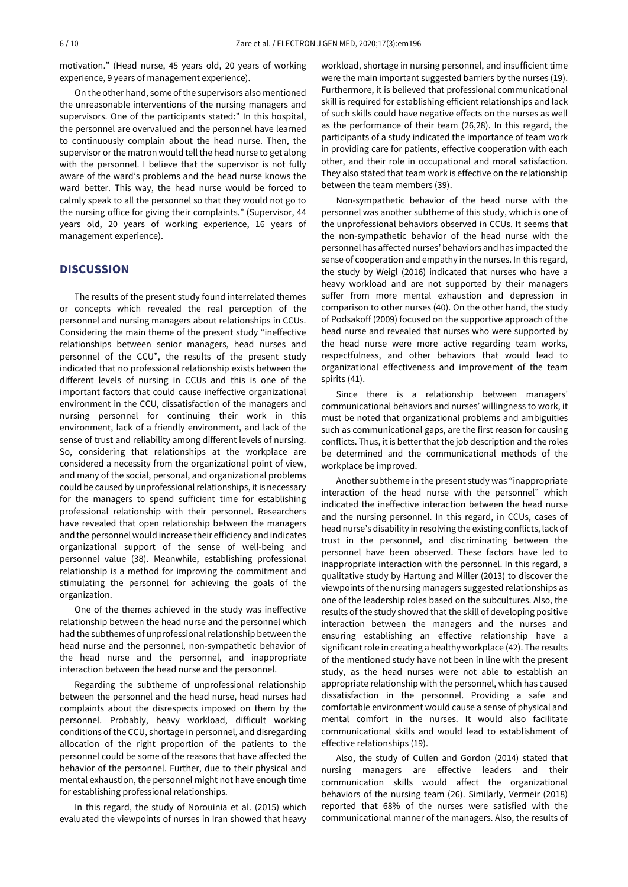motivation." (Head nurse, 45 years old, 20 years of working experience, 9 years of management experience).

On the other hand, some of the supervisors also mentioned the unreasonable interventions of the nursing managers and supervisors. One of the participants stated:" In this hospital, the personnel are overvalued and the personnel have learned to continuously complain about the head nurse. Then, the supervisor or the matron would tell the head nurse to get along with the personnel. I believe that the supervisor is not fully aware of the ward's problems and the head nurse knows the ward better. This way, the head nurse would be forced to calmly speak to all the personnel so that they would not go to the nursing office for giving their complaints." (Supervisor, 44 years old, 20 years of working experience, 16 years of management experience).

## DISCUSSION

The results of the present study found interrelated themes or concepts which revealed the real perception of the personnel and nursing managers about relationships in CCUs. Considering the main theme of the present study "ineffective relationships between senior managers, head nurses and personnel of the CCU", the results of the present study indicated that no professional relationship exists between the different levels of nursing in CCUs and this is one of the important factors that could cause ineffective organizational environment in the CCU, dissatisfaction of the managers and nursing personnel for continuing their work in this environment, lack of a friendly environment, and lack of the sense of trust and reliability among different levels of nursing. So, considering that relationships at the workplace are considered a necessity from the organizational point of view, and many of the social, personal, and organizational problems could be caused by unprofessional relationships, it is necessary for the managers to spend sufficient time for establishing professional relationship with their personnel. Researchers have revealed that open relationship between the managers and the personnel would increase their efficiency and indicates organizational support of the sense of well-being and personnel value (38). Meanwhile, establishing professional relationship is a method for improving the commitment and stimulating the personnel for achieving the goals of the organization.

One of the themes achieved in the study was ineffective relationship between the head nurse and the personnel which had the subthemes of unprofessional relationship between the head nurse and the personnel, non-sympathetic behavior of the head nurse and the personnel, and inappropriate interaction between the head nurse and the personnel.

Regarding the subtheme of unprofessional relationship between the personnel and the head nurse, head nurses had complaints about the disrespects imposed on them by the personnel. Probably, heavy workload, difficult working conditions of the CCU, shortage in personnel, and disregarding allocation of the right proportion of the patients to the personnel could be some of the reasons that have affected the behavior of the personnel. Further, due to their physical and mental exhaustion, the personnel might not have enough time for establishing professional relationships.

In this regard, the study of Norouinia et al. (2015) which evaluated the viewpoints of nurses in Iran showed that heavy workload, shortage in nursing personnel, and insufficient time were the main important suggested barriers by the nurses (19). Furthermore, it is believed that professional communicational skill is required for establishing efficient relationships and lack of such skills could have negative effects on the nurses as well as the performance of their team (26,28). In this regard, the participants of a study indicated the importance of team work in providing care for patients, effective cooperation with each other, and their role in occupational and moral satisfaction. They also stated that team work is effective on the relationship between the team members (39).

Non-sympathetic behavior of the head nurse with the personnel was another subtheme of this study, which is one of the unprofessional behaviors observed in CCUs. It seems that the non-sympathetic behavior of the head nurse with the personnel has affected nurses' behaviors and has impacted the sense of cooperation and empathy in the nurses. In this regard, the study by Weigl (2016) indicated that nurses who have a heavy workload and are not supported by their managers suffer from more mental exhaustion and depression in comparison to other nurses (40). On the other hand, the study of Podsakoff (2009) focused on the supportive approach of the head nurse and revealed that nurses who were supported by the head nurse were more active regarding team works, respectfulness, and other behaviors that would lead to organizational effectiveness and improvement of the team spirits (41).

Since there is a relationship between managers' communicational behaviors and nurses' willingness to work, it must be noted that organizational problems and ambiguities such as communicational gaps, are the first reason for causing conflicts. Thus, it is better that the job description and the roles be determined and the communicational methods of the workplace be improved.

Another subtheme in the present study was "inappropriate interaction of the head nurse with the personnel" which indicated the ineffective interaction between the head nurse and the nursing personnel. In this regard, in CCUs, cases of head nurse's disability in resolving the existing conflicts, lack of trust in the personnel, and discriminating between the personnel have been observed. These factors have led to inappropriate interaction with the personnel. In this regard, a qualitative study by Hartung and Miller (2013) to discover the viewpoints of the nursing managers suggested relationships as one of the leadership roles based on the subcultures. Also, the results of the study showed that the skill of developing positive interaction between the managers and the nurses and ensuring establishing an effective relationship have a significant role in creating a healthy workplace (42). The results of the mentioned study have not been in line with the present study, as the head nurses were not able to establish an appropriate relationship with the personnel, which has caused dissatisfaction in the personnel. Providing a safe and comfortable environment would cause a sense of physical and mental comfort in the nurses. It would also facilitate communicational skills and would lead to establishment of effective relationships (19).

Also, the study of Cullen and Gordon (2014) stated that nursing managers are effective leaders and their communication skills would affect the organizational behaviors of the nursing team (26). Similarly, Vermeir (2018) reported that 68% of the nurses were satisfied with the communicational manner of the managers. Also, the results of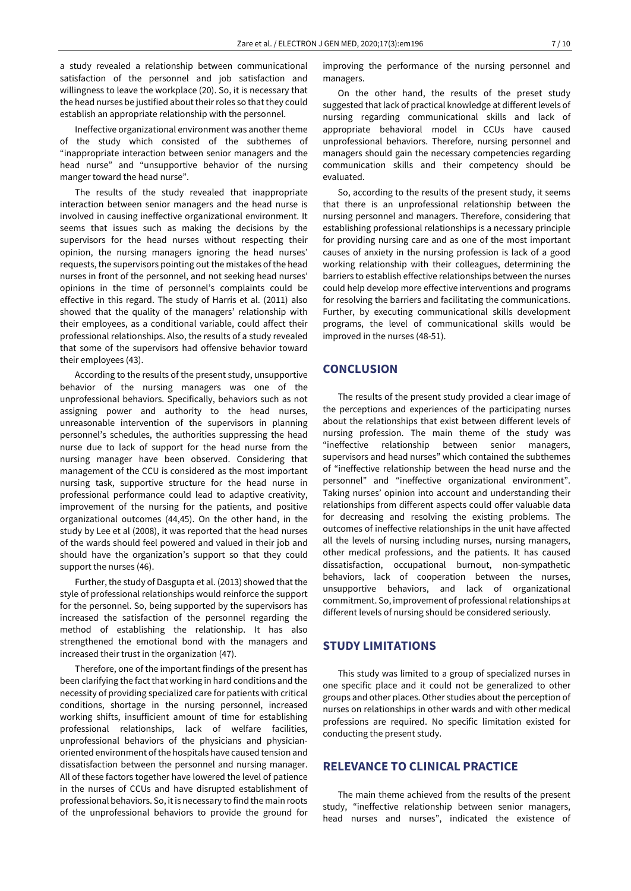a study revealed a relationship between communicational satisfaction of the personnel and job satisfaction and willingness to leave the workplace (20). So, it is necessary that the head nurses be justified about their roles so that they could establish an appropriate relationship with the personnel.

Ineffective organizational environment was another theme of the study which consisted of the subthemes of "inappropriate interaction between senior managers and the head nurse" and "unsupportive behavior of the nursing manger toward the head nurse".

The results of the study revealed that inappropriate interaction between senior managers and the head nurse is involved in causing ineffective organizational environment. It seems that issues such as making the decisions by the supervisors for the head nurses without respecting their opinion, the nursing managers ignoring the head nurses' requests, the supervisors pointing out the mistakes of the head nurses in front of the personnel, and not seeking head nurses' opinions in the time of personnel's complaints could be effective in this regard. The study of Harris et al. (2011) also showed that the quality of the managers' relationship with their employees, as a conditional variable, could affect their professional relationships. Also, the results of a study revealed that some of the supervisors had offensive behavior toward their employees (43).

According to the results of the present study, unsupportive behavior of the nursing managers was one of the unprofessional behaviors. Specifically, behaviors such as not assigning power and authority to the head nurses, unreasonable intervention of the supervisors in planning personnel's schedules, the authorities suppressing the head nurse due to lack of support for the head nurse from the nursing manager have been observed. Considering that management of the CCU is considered as the most important nursing task, supportive structure for the head nurse in professional performance could lead to adaptive creativity, improvement of the nursing for the patients, and positive organizational outcomes (44,45). On the other hand, in the study by Lee et al (2008), it was reported that the head nurses of the wards should feel powered and valued in their job and should have the organization's support so that they could support the nurses (46).

Further, the study of Dasgupta et al. (2013) showed that the style of professional relationships would reinforce the support for the personnel. So, being supported by the supervisors has increased the satisfaction of the personnel regarding the method of establishing the relationship. It has also strengthened the emotional bond with the managers and increased their trust in the organization (47).

Therefore, one of the important findings of the present has been clarifying the fact that working in hard conditions and the necessity of providing specialized care for patients with critical conditions, shortage in the nursing personnel, increased working shifts, insufficient amount of time for establishing professional relationships, lack of welfare facilities, unprofessional behaviors of the physicians and physician-oriented environment of the hospitals have caused tension and dissatisfaction between the personnel and nursing manager. All of these factors together have lowered the level of patience in the nurses of CCUs and have disrupted establishment of professional behaviors. So, it is necessary to find the main roots of the unprofessional behaviors to provide the ground for improving the performance of the nursing personnel and managers.

On the other hand, the results of the preset study suggested that lack of practical knowledge at different levels of nursing regarding communicational skills and lack of appropriate behavioral model in CCUs have caused unprofessional behaviors. Therefore, nursing personnel and managers should gain the necessary competencies regarding communication skills and their competency should be evaluated.

So, according to the results of the present study, it seems that there is an unprofessional relationship between the nursing personnel and managers. Therefore, considering that establishing professional relationships is a necessary principle for providing nursing care and as one of the most important causes of anxiety in the nursing profession is lack of a good working relationship with their colleagues, determining the barriers to establish effective relationships between the nurses could help develop more effective interventions and programs for resolving the barriers and facilitating the communications. Further, by executing communicational skills development programs, the level of communicational skills would be improved in the nurses (48-51).

## CONCLUSION

The results of the present study provided a clear image of the perceptions and experiences of the participating nurses about the relationships that exist between different levels of nursing profession. The main theme of the study was "ineffective relationship between senior managers, supervisors and head nurses" which contained the subthemes of "ineffective relationship between the head nurse and the personnel" and "ineffective organizational environment". Taking nurses' opinion into account and understanding their relationships from different aspects could offer valuable data for decreasing and resolving the existing problems. The outcomes of ineffective relationships in the unit have affected all the levels of nursing including nurses, nursing managers, other medical professions, and the patients. It has caused dissatisfaction, occupational burnout, non-sympathetic behaviors, lack of cooperation between the nurses, unsupportive behaviors, and lack of organizational commitment. So, improvement of professional relationships at different levels of nursing should be considered seriously.

## STUDY LIMITATIONS

This study was limited to a group of specialized nurses in one specific place and it could not be generalized to other groups and other places. Other studies about the perception of nurses on relationships in other wards and with other medical professions are required. No specific limitation existed for conducting the present study.

## RELEVANCE TO CLINICAL PRACTICE

The main theme achieved from the results of the present study, "ineffective relationship between senior managers, head nurses and nurses", indicated the existence of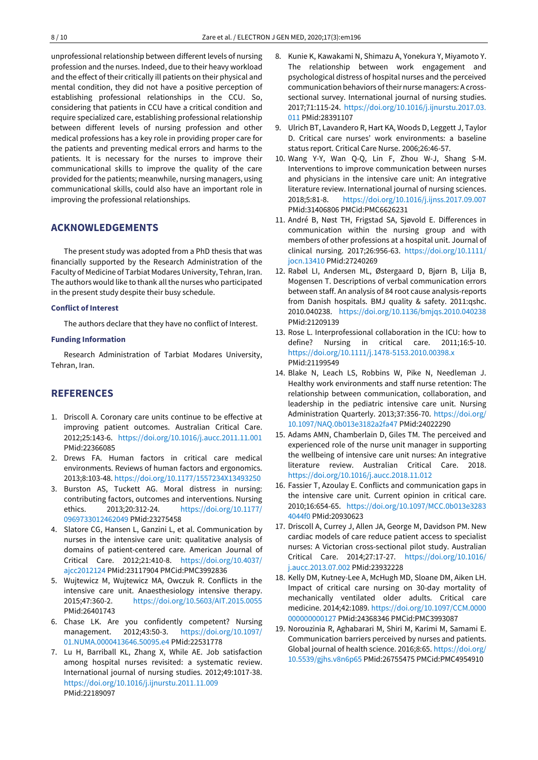unprofessional relationship between different levels of nursing profession and the nurses. Indeed, due to their heavy workload and the effect of their critically ill patients on their physical and mental condition, they did not have a positive perception of establishing professional relationships in the CCU. So, considering that patients in CCU have a critical condition and require specialized care, establishing professional relationship between different levels of nursing profession and other medical professions has a key role in providing proper care for the patients and preventing medical errors and harms to the patients. It is necessary for the nurses to improve their communicational skills to improve the quality of the care provided for the patients; meanwhile, nursing managers, using communicational skills, could also have an important role in improving the professional relationships.

## ACKNOWLEDGEMENTS

The present study was adopted from a PhD thesis that was financially supported by the Research Administration of the Faculty of Medicine of Tarbiat Modares University, Tehran, Iran. The authors would like to thank all the nurses who participated in the present study despite their busy schedule.

### Conflict of Interest

The authors declare that they have no conflict of Interest.

### Funding Information

Research Administration of Tarbiat Modares University, Tehran, Iran.

## REFERENCES

1. Driscoll A. Coronary care units continue to be effective at improving patient outcomes. Australian Critical Care. 2012;25:143-6. https://doi.org/10.1016/j.aucc.2011.11.001 PMid:22366085
2. Drews FA. Human factors in critical care medical environments. Reviews of human factors and ergonomics. 2013;8:103-48. https://doi.org/10.1177/1557234X13493250
3. Burston AS, Tuckett AG. Moral distress in nursing: contributing factors, outcomes and interventions. Nursing ethics. 2013;20:312-24. https://doi.org/10.1177/0969733012462049 PMid:23275458
4. Slatore CG, Hansen L, Ganzini L, et al. Communication by nurses in the intensive care unit: qualitative analysis of domains of patient-centered care. American Journal of Critical Care. 2012;21:410-8. https://doi.org/10.4037/ajcc2012124 PMid:23117904 PMCid:PMC3992836
5. Wujtewicz M, Wujtewicz MA, Owczuk R. Conflicts in the intensive care unit. Anaesthesiology intensive therapy. 2015;47:360-2. https://doi.org/10.5603/AIT.2015.0055 PMid:26401743
6. Chase LK. Are you confidently competent? Nursing management. 2012;43:50-3. https://doi.org/10.1097/01.NUMA.0000413646.50095.e4 PMid:22531778
7. Lu H, Barriball KL, Zhang X, While AE. Job satisfaction among hospital nurses revisited: a systematic review. International journal of nursing studies. 2012;49:1017-38. https://doi.org/10.1016/j.ijnurstu.2011.11.009 PMid:22189097
8. Kunie K, Kawakami N, Shimazu A, Yonekura Y, Miyamoto Y. The relationship between work engagement and psychological distress of hospital nurses and the perceived communication behaviors of their nurse managers: A cross-sectional survey. International journal of nursing studies. 2017;71:115-24. https://doi.org/10.1016/j.ijnurstu.2017.03.011 PMid:28391107
9. Ulrich BT, Lavandero R, Hart KA, Woods D, Leggett J, Taylor D. Critical care nurses' work environments: a baseline status report. Critical Care Nurse. 2006;26:46-57.
10. Wang Y-Y, Wan Q-Q, Lin F, Zhou W-J, Shang S-M. Interventions to improve communication between nurses and physicians in the intensive care unit: An integrative literature review. International journal of nursing sciences. 2018;5:81-8. https://doi.org/10.1016/j.ijnss.2017.09.007 PMid:31406806 PMCid:PMC6626231
11. André B, Nøst TH, Frigstad SA, Sjøvold E. Differences in communication within the nursing group and with members of other professions at a hospital unit. Journal of clinical nursing. 2017;26:956-63. https://doi.org/10.1111/jocn.13410 PMid:27240269
12. Rabøl LI, Andersen ML, Østergaard D, Bjørn B, Lilja B, Mogensen T. Descriptions of verbal communication errors between staff. An analysis of 84 root cause analysis-reports from Danish hospitals. BMJ quality & safety. 2011:qshc. 2010.040238. https://doi.org/10.1136/bmjqs.2010.040238 PMid:21209139
13. Rose L. Interprofessional collaboration in the ICU: how to define? Nursing in critical care. 2011;16:5-10. https://doi.org/10.1111/j.1478-5153.2010.00398.x PMid:21199549
14. Blake N, Leach LS, Robbins W, Pike N, Needleman J. Healthy work environments and staff nurse retention: The relationship between communication, collaboration, and leadership in the pediatric intensive care unit. Nursing Administration Quarterly. 2013;37:356-70. https://doi.org/10.1097/NAQ.0b013e3182a2fa47 PMid:24022290
15. Adams AMN, Chamberlain D, Giles TM. The perceived and experienced role of the nurse unit manager in supporting the wellbeing of intensive care unit nurses: An integrative literature review. Australian Critical Care. 2018. https://doi.org/10.1016/j.aucc.2018.11.012
16. Fassier T, Azoulay E. Conflicts and communication gaps in the intensive care unit. Current opinion in critical care. 2010;16:654-65. https://doi.org/10.1097/MCC.0b013e32834044f0 PMid:20930623
17. Driscoll A, Currey J, Allen JA, George M, Davidson PM. New cardiac models of care reduce patient access to specialist nurses: A Victorian cross-sectional pilot study. Australian Critical Care. 2014;27:17-27. https://doi.org/10.1016/j.aucc.2013.07.002 PMid:23932228
18. Kelly DM, Kutney-Lee A, McHugh MD, Sloane DM, Aiken LH. Impact of critical care nursing on 30-day mortality of mechanically ventilated older adults. Critical care medicine. 2014;42:1089. https://doi.org/10.1097/CCM.0000000000000127 PMid:24368346 PMCid:PMC3993087
19. Norouzinia R, Aghabarari M, Shiri M, Karimi M, Samami E. Communication barriers perceived by nurses and patients. Global journal of health science. 2016;8:65. https://doi.org/10.5539/gjhs.v8n6p65 PMid:26755475 PMCid:PMC4954910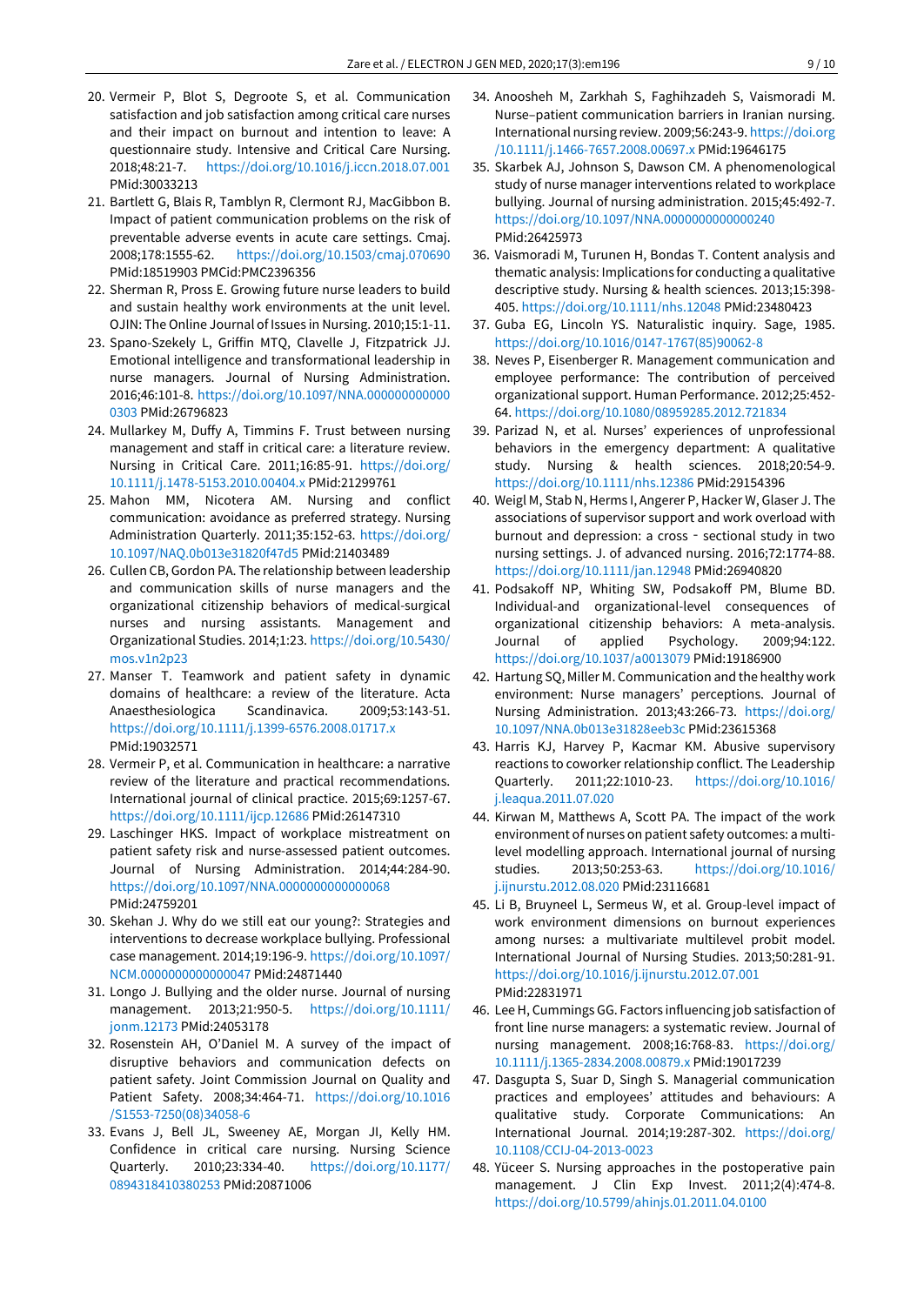20. Vermeir P, Blot S, Degroote S, et al. Communication satisfaction and job satisfaction among critical care nurses and their impact on burnout and intention to leave: A questionnaire study. Intensive and Critical Care Nursing. 2018;48:21-7. https://doi.org/10.1016/j.iccn.2018.07.001 PMid:30033213
21. Bartlett G, Blais R, Tamblyn R, Clermont RJ, MacGibbon B. Impact of patient communication problems on the risk of preventable adverse events in acute care settings. Cmaj. 2008;178:1555-62. https://doi.org/10.1503/cmaj.070690 PMid:18519903 PMCid:PMC2396356
22. Sherman R, Pross E. Growing future nurse leaders to build and sustain healthy work environments at the unit level. OJIN: The Online Journal of Issues in Nursing. 2010;15:1-11.
23. Spano-Szekely L, Griffin MTQ, Clavelle J, Fitzpatrick JJ. Emotional intelligence and transformational leadership in nurse managers. Journal of Nursing Administration. 2016;46:101-8. https://doi.org/10.1097/NNA.0000000000000303 PMid:26796823
24. Mullarkey M, Duffy A, Timmins F. Trust between nursing management and staff in critical care: a literature review. Nursing in Critical Care. 2011;16:85-91. https://doi.org/10.1111/j.1478-5153.2010.00404.x PMid:21299761
25. Mahon MM, Nicotera AM. Nursing and conflict communication: avoidance as preferred strategy. Nursing Administration Quarterly. 2011;35:152-63. https://doi.org/10.1097/NAQ.0b013e31820f47d5 PMid:21403489
26. Cullen CB, Gordon PA. The relationship between leadership and communication skills of nurse managers and the organizational citizenship behaviors of medical-surgical nurses and nursing assistants. Management and Organizational Studies. 2014;1:23. https://doi.org/10.5430/mos.v1n2p23
27. Manser T. Teamwork and patient safety in dynamic domains of healthcare: a review of the literature. Acta Anaesthesiologica Scandinavica. 2009;53:143-51. https://doi.org/10.1111/j.1399-6576.2008.01717.x PMid:19032571
28. Vermeir P, et al. Communication in healthcare: a narrative review of the literature and practical recommendations. International journal of clinical practice. 2015;69:1257-67. https://doi.org/10.1111/ijcp.12686 PMid:26147310
29. Laschinger HKS. Impact of workplace mistreatment on patient safety risk and nurse-assessed patient outcomes. Journal of Nursing Administration. 2014;44:284-90. https://doi.org/10.1097/NNA.0000000000000068 PMid:24759201
30. Skehan J. Why do we still eat our young?: Strategies and interventions to decrease workplace bullying. Professional case management. 2014;19:196-9. https://doi.org/10.1097/NCM.0000000000000047 PMid:24871440
31. Longo J. Bullying and the older nurse. Journal of nursing management. 2013;21:950-5. https://doi.org/10.1111/jonm.12173 PMid:24053178
32. Rosenstein AH, O'Daniel M. A survey of the impact of disruptive behaviors and communication defects on patient safety. Joint Commission Journal on Quality and Patient Safety. 2008;34:464-71. https://doi.org/10.1016/S1553-7250(08)34058-6
33. Evans J, Bell JL, Sweeney AE, Morgan JI, Kelly HM. Confidence in critical care nursing. Nursing Science Quarterly. 2010;23:334-40. https://doi.org/10.1177/0894318410380253 PMid:20871006
34. Anoosheh M, Zarkhah S, Faghihzadeh S, Vaismoradi M. Nurse–patient communication barriers in Iranian nursing. International nursing review. 2009;56:243-9. https://doi.org/10.1111/j.1466-7657.2008.00697.x PMid:19646175
35. Skarbek AJ, Johnson S, Dawson CM. A phenomenological study of nurse manager interventions related to workplace bullying. Journal of nursing administration. 2015;45:492-7. https://doi.org/10.1097/NNA.0000000000000240 PMid:26425973
36. Vaismoradi M, Turunen H, Bondas T. Content analysis and thematic analysis: Implications for conducting a qualitative descriptive study. Nursing & health sciences. 2013;15:398-405. https://doi.org/10.1111/nhs.12048 PMid:23480423
37. Guba EG, Lincoln YS. Naturalistic inquiry. Sage, 1985. https://doi.org/10.1016/0147-1767(85)90062-8
38. Neves P, Eisenberger R. Management communication and employee performance: The contribution of perceived organizational support. Human Performance. 2012;25:452-64. https://doi.org/10.1080/08959285.2012.721834
39. Parizad N, et al. Nurses' experiences of unprofessional behaviors in the emergency department: A qualitative study. Nursing & health sciences. 2018;20:54-9. https://doi.org/10.1111/nhs.12386 PMid:29154396
40. Weigl M, Stab N, Herms I, Angerer P, Hacker W, Glaser J. The associations of supervisor support and work overload with burnout and depression: a cross - sectional study in two nursing settings. J. of advanced nursing. 2016;72:1774-88. https://doi.org/10.1111/jan.12948 PMid:26940820
41. Podsakoff NP, Whiting SW, Podsakoff PM, Blume BD. Individual-and organizational-level consequences of organizational citizenship behaviors: A meta-analysis. Journal of applied Psychology. 2009;94:122. https://doi.org/10.1037/a0013079 PMid:19186900
42. Hartung SQ, Miller M. Communication and the healthy work environment: Nurse managers' perceptions. Journal of Nursing Administration. 2013;43:266-73. https://doi.org/10.1097/NNA.0b013e31828eeb3c PMid:23615368
43. Harris KJ, Harvey P, Kacmar KM. Abusive supervisory reactions to coworker relationship conflict. The Leadership Quarterly. 2011;22:1010-23. https://doi.org/10.1016/j.leaqua.2011.07.020
44. Kirwan M, Matthews A, Scott PA. The impact of the work environment of nurses on patient safety outcomes: a multi-level modelling approach. International journal of nursing studies. 2013;50:253-63. https://doi.org/10.1016/j.ijnurstu.2012.08.020 PMid:23116681
45. Li B, Bruyneel L, Sermeus W, et al. Group-level impact of work environment dimensions on burnout experiences among nurses: a multivariate multilevel probit model. International Journal of Nursing Studies. 2013;50:281-91. https://doi.org/10.1016/j.ijnurstu.2012.07.001 PMid:22831971
46. Lee H, Cummings GG. Factors influencing job satisfaction of front line nurse managers: a systematic review. Journal of nursing management. 2008;16:768-83. https://doi.org/10.1111/j.1365-2834.2008.00879.x PMid:19017239
47. Dasgupta S, Suar D, Singh S. Managerial communication practices and employees' attitudes and behaviours: A qualitative study. Corporate Communications: An International Journal. 2014;19:287-302. https://doi.org/10.1108/CCIJ-04-2013-0023
48. Yüceer S. Nursing approaches in the postoperative pain management. J Clin Exp Invest. 2011;2(4):474-8. https://doi.org/10.5799/ahinjs.01.2011.04.0100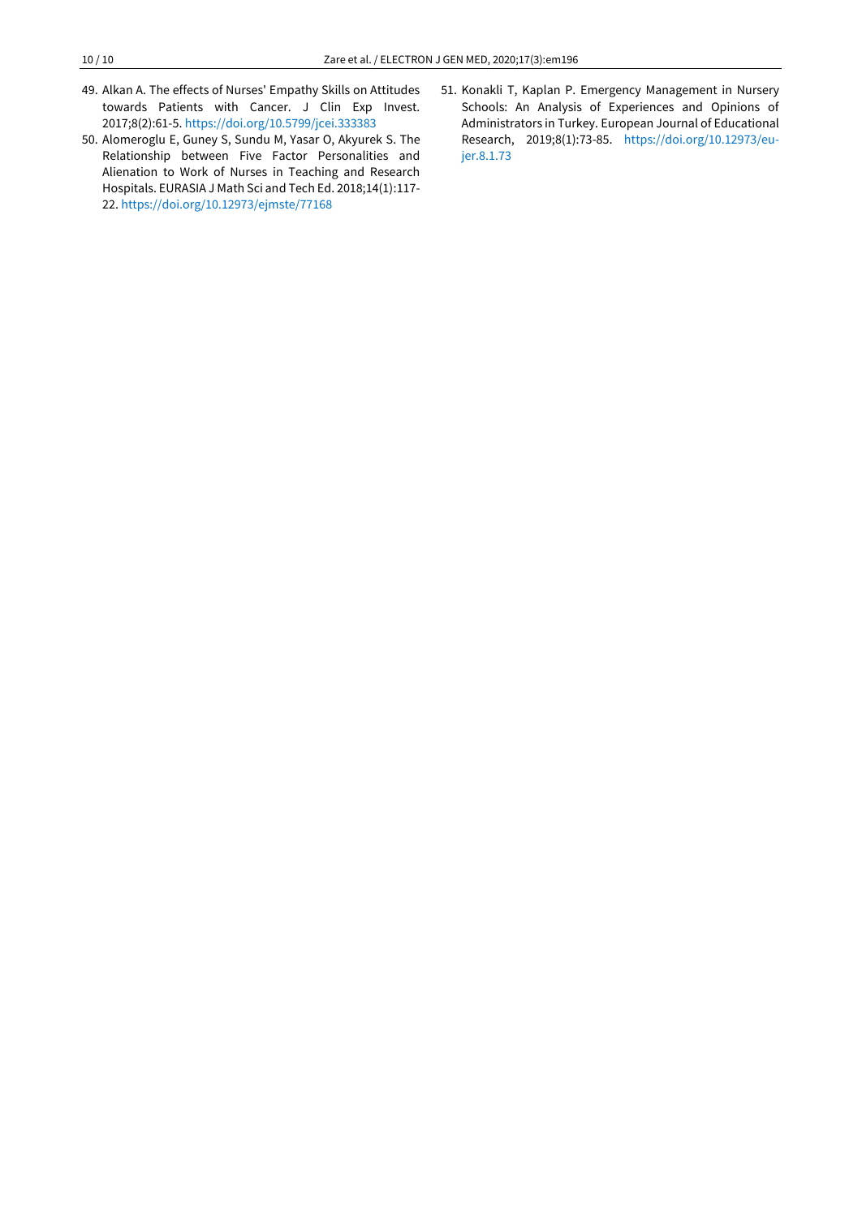49. Alkan A. The effects of Nurses' Empathy Skills on Attitudes towards Patients with Cancer. J Clin Exp Invest. 2017;8(2):61-5. https://doi.org/10.5799/jcei.333383
50. Alomeroglu E, Guney S, Sundu M, Yasar O, Akyurek S. The Relationship between Five Factor Personalities and Alienation to Work of Nurses in Teaching and Research Hospitals. EURASIA J Math Sci and Tech Ed. 2018;14(1):117-22. https://doi.org/10.12973/ejmste/77168
51. Konakli T, Kaplan P. Emergency Management in Nursery Schools: An Analysis of Experiences and Opinions of Administrators in Turkey. European Journal of Educational Research, 2019;8(1):73-85. https://doi.org/10.12973/eu-jer.8.1.73